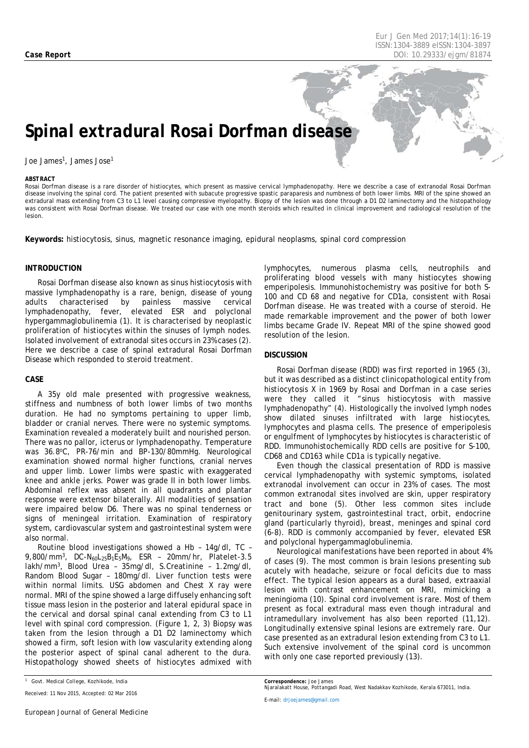**Case Report**

# *Spinal extradural Rosai Dorfman disease*

Joe James[1], James Jose[1]

**ABSTRACT**

Rosai Dorfman disease is a rare disorder of histiocytes, which present as massive cervical lymphadenopathy. Here we describe a case of extranodal Rosai Dorfman disease involving the spinal cord. The patient presented with subacute progressive spastic paraparesis and numbness of both lower limbs. MRI of the spine showed an extradural mass extending from C3 to L1 level causing compressive myelopathy. Biopsy of the lesion was done through a D1 D2 laminectomy and the histopathology was consistent with Rosai Dorfman disease. We treated our case with one month steroids which resulted in clinical improvement and radiological resolution of the lesion.

**Keywords:** histiocytosis, sinus, magnetic resonance imaging, epidural neoplasms, spinal cord compression

## INTRODUCTION

Rosai Dorfman disease also known as sinus histiocytosis with massive lymphadenopathy is a rare, benign, disease of young adults characterised by painless massive cervical lymphadenopathy, fever, elevated ESR and polyclonal hypergammaglobulinemia (1). It is characterised by neoplastic proliferation of histiocytes within the sinuses of lymph nodes. Isolated involvement of extranodal sites occurs in 23% cases (2). Here we describe a case of spinal extradural Rosai Dorfman Disease which responded to steroid treatment.

## CASE

A 35y old male presented with progressive weakness, stiffness and numbness of both lower limbs of two months duration. He had no symptoms pertaining to upper limb, bladder or cranial nerves. There were no systemic symptoms. Examination revealed a moderately built and nourished person. There was no pallor, icterus or lymphadenopathy. Temperature was 36.8$^{o}$C, PR-76/min and BP-130/80mmHg. Neurological examination showed normal higher functions, cranial nerves and upper limb. Lower limbs were spastic with exaggerated knee and ankle jerks. Power was grade II in both lower limbs. Abdominal reflex was absent in all quadrants and plantar response were extensor bilaterally. All modalities of sensation were impaired below D6. There was no spinal tenderness or signs of meningeal irritation. Examination of respiratory system, cardiovascular system and gastrointestinal system were also normal.

Routine blood investigations showed a Hb – 14g/dl, TC – 9,800/mm$^3$, DC-$N_{60}L_{25}B_1E_5M_9$, ESR – 20mm/hr, Platelet-3.5 lakh/mm$^3$, Blood Urea – 35mg/dl, S.Creatinine – 1.2mg/dl, Random Blood Sugar – 180mg/dl. Liver function tests were within normal limits. USG abdomen and Chest X ray were normal. MRI of the spine showed a large diffusely enhancing soft tissue mass lesion in the posterior and lateral epidural space in the cervical and dorsal spinal canal extending from C3 to L1 level with spinal cord compression. (Figure 1, 2, 3) Biopsy was taken from the lesion through a D1 D2 laminectomy which showed a firm, soft lesion with low vascularity extending along the posterior aspect of spinal canal adherent to the dura. Histopathology showed sheets of histiocytes admixed with lymphocytes, numerous plasma cells, neutrophils and proliferating blood vessels with many histiocytes showing emperipolesis. Immunohistochemistry was positive for both S-100 and CD 68 and negative for CD1a, consistent with Rosai Dorfman disease. He was treated with a course of steroid. He made remarkable improvement and the power of both lower limbs became Grade IV. Repeat MRI of the spine showed good resolution of the lesion.

## DISCUSSION

Rosai Dorfman disease (RDD) was first reported in 1965 (3), but it was described as a distinct clinicopathological entity from histiocytosis X in 1969 by Rosai and Dorfman in a case series were they called it "sinus histiocytosis with massive lymphadenopathy" (4). Histologically the involved lymph nodes show dilated sinuses infiltrated with large histiocytes, lymphocytes and plasma cells. The presence of emperipolesis or engulfment of lymphocytes by histiocytes is characteristic of RDD. Immunohistochemically RDD cells are positive for S-100, CD68 and CD163 while CD1a is typically negative.

Even though the classical presentation of RDD is massive cervical lymphadenopathy with systemic symptoms, isolated extranodal involvement can occur in 23% of cases. The most common extranodal sites involved are skin, upper respiratory tract and bone (5). Other less common sites include genitourinary system, gastrointestinal tract, orbit, endocrine gland (particularly thyroid), breast, meninges and spinal cord (6-8). RDD is commonly accompanied by fever, elevated ESR and polyclonal hypergammaglobulinemia.

Neurological manifestations have been reported in about 4% of cases (9). The most common is brain lesions presenting sub acutely with headache, seizure or focal deficits due to mass effect. The typical lesion appears as a dural based, extraaxial lesion with contrast enhancement on MRI, mimicking a meningioma (10). Spinal cord involvement is rare. Most of them present as focal extradural mass even though intradural and intramedullary involvement has also been reported (11,12). Longitudinally extensive spinal lesions are extremely rare. Our case presented as an extradural lesion extending from C3 to L1. Such extensive involvement of the spinal cord is uncommon with only one case reported previously (13).

[1] Govt. Medical College, Kozhikode, India

Received: 11 Nov 2015, Accepted: 02 Mar 2016

**Correspondence:** Joe James
Njaralakatt House, Pottangadi Road, West Nadakkav Kozhikode, Kerala 673011, India.

E-mail: drjoejames@gmail.com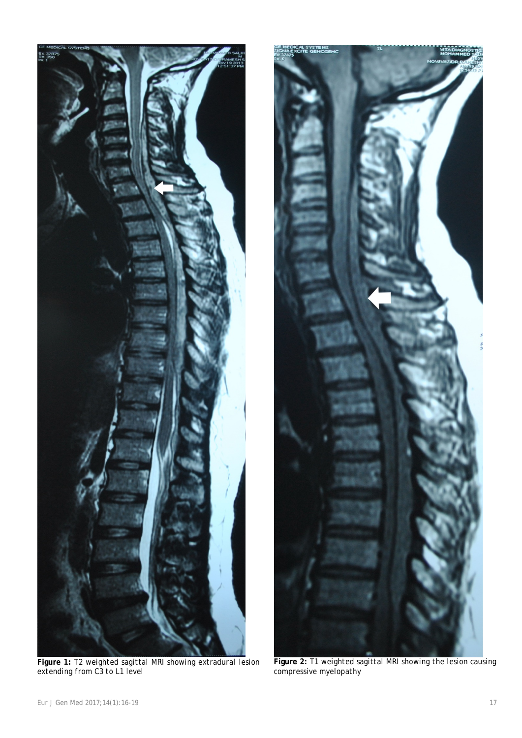**Figure 1:** T2 weighted sagittal MRI showing extradural lesion extending from C3 to L1 level

**Figure 2:** T1 weighted sagittal MRI showing the lesion causing compressive myelopathy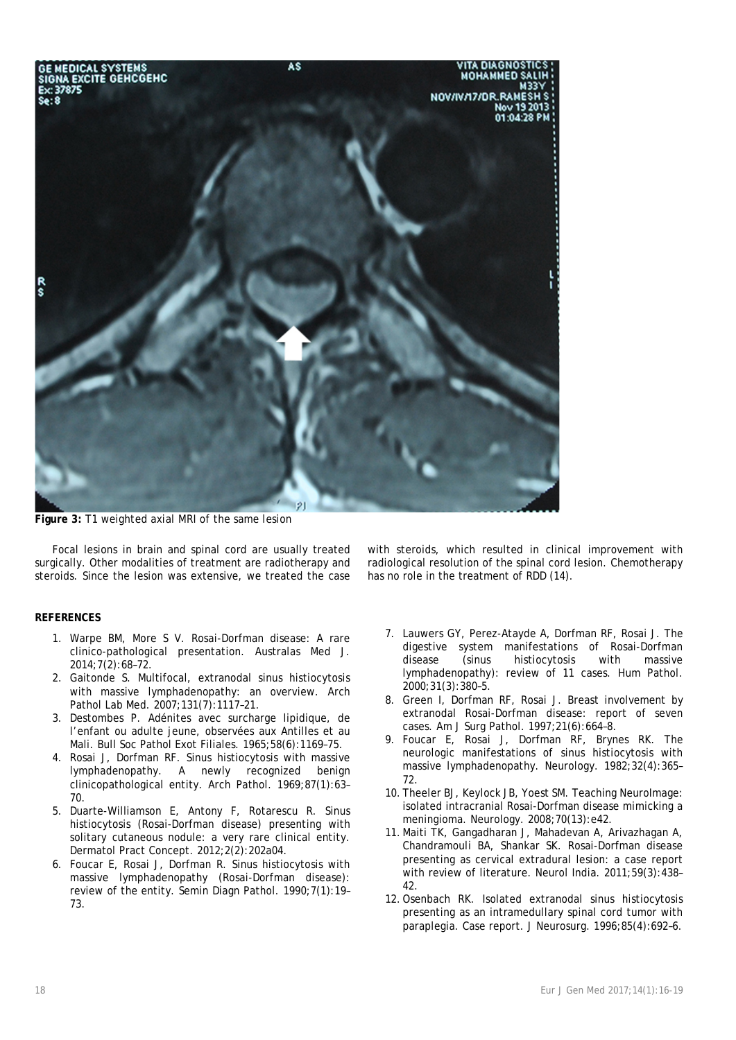**Figure 3:** T1 weighted axial MRI of the same lesion

Focal lesions in brain and spinal cord are usually treated surgically. Other modalities of treatment are radiotherapy and steroids. Since the lesion was extensive, we treated the case with steroids, which resulted in clinical improvement with radiological resolution of the spinal cord lesion. Chemotherapy has no role in the treatment of RDD (14).

## REFERENCES

1. Warpe BM, More S V. Rosai-Dorfman disease: A rare clinico-pathological presentation. Australas Med J. 2014;7(2):68–72.
2. Gaitonde S. Multifocal, extranodal sinus histiocytosis with massive lymphadenopathy: an overview. Arch Pathol Lab Med. 2007;131(7):1117–21.
3. Destombes P. Adénites avec surcharge lipidique, de l'enfant ou adulte jeune, observées aux Antilles et au Mali. Bull Soc Pathol Exot Filiales. 1965;58(6):1169–75.
4. Rosai J, Dorfman RF. Sinus histiocytosis with massive lymphadenopathy. A newly recognized benign clinicopathological entity. Arch Pathol. 1969;87(1):63–70.
5. Duarte-Williamson E, Antony F, Rotarescu R. Sinus histiocytosis (Rosai-Dorfman disease) presenting with solitary cutaneous nodule: a very rare clinical entity. Dermatol Pract Concept. 2012;2(2):202a04.
6. Foucar E, Rosai J, Dorfman R. Sinus histiocytosis with massive lymphadenopathy (Rosai-Dorfman disease): review of the entity. Semin Diagn Pathol. 1990;7(1):19–73.
7. Lauwers GY, Perez-Atayde A, Dorfman RF, Rosai J. The digestive system manifestations of Rosai-Dorfman disease (sinus histiocytosis with massive lymphadenopathy): review of 11 cases. Hum Pathol. 2000;31(3):380–5.
8. Green I, Dorfman RF, Rosai J. Breast involvement by extranodal Rosai-Dorfman disease: report of seven cases. Am J Surg Pathol. 1997;21(6):664–8.
9. Foucar E, Rosai J, Dorfman RF, Brynes RK. The neurologic manifestations of sinus histiocytosis with massive lymphadenopathy. Neurology. 1982;32(4):365–72.
10. Theeler BJ, Keylock JB, Yoest SM. Teaching NeuroImage: isolated intracranial Rosai-Dorfman disease mimicking a meningioma. Neurology. 2008;70(13):e42.
11. Maiti TK, Gangadharan J, Mahadevan A, Arivazhagan A, Chandramouli BA, Shankar SK. Rosai-Dorfman disease presenting as cervical extradural lesion: a case report with review of literature. Neurol India. 2011;59(3):438–42.
12. Osenbach RK. Isolated extranodal sinus histiocytosis presenting as an intramedullary spinal cord tumor with paraplegia. Case report. J Neurosurg. 1996;85(4):692–6.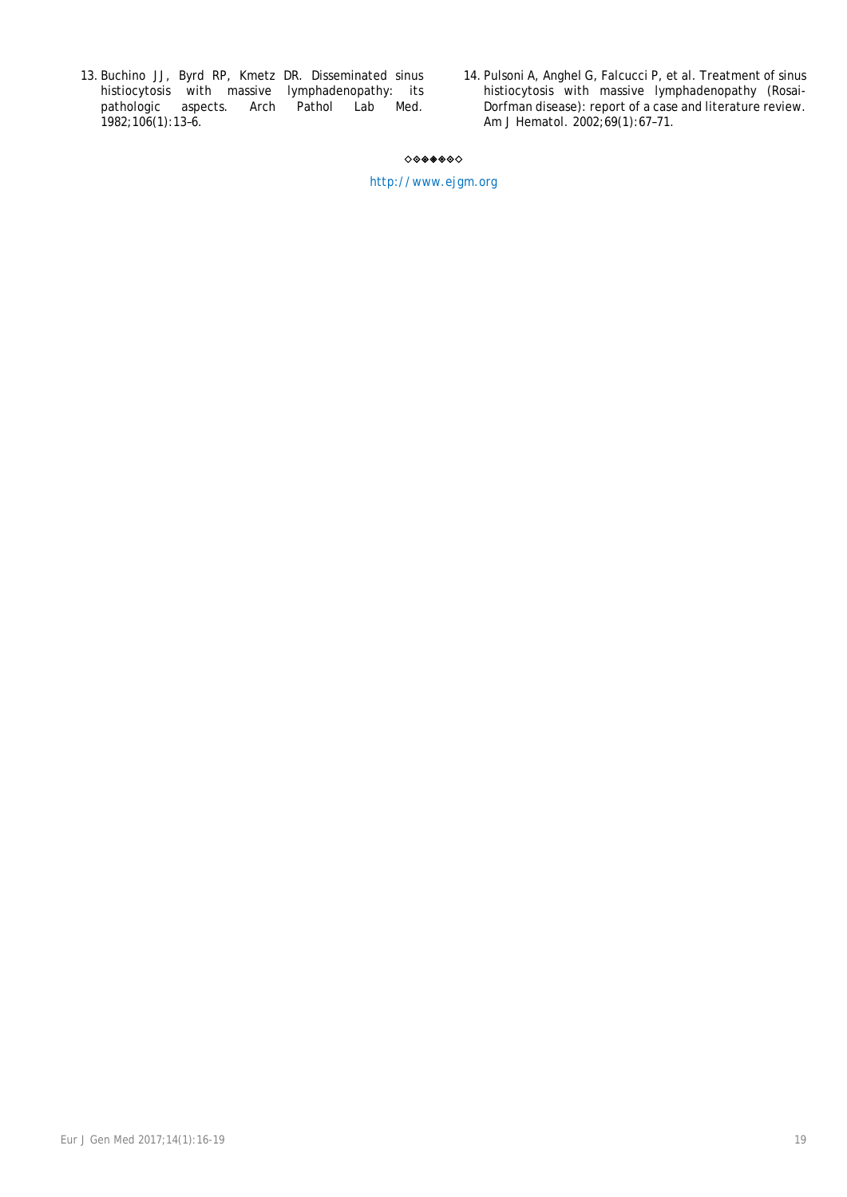13. Buchino JJ, Byrd RP, Kmetz DR. Disseminated sinus histiocytosis with massive lymphadenopathy: its pathologic aspects. Arch Pathol Lab Med. 1982;106(1):13–6.

14. Pulsoni A, Anghel G, Falcucci P, et al. Treatment of sinus histiocytosis with massive lymphadenopathy (Rosai-Dorfman disease): report of a case and literature review. Am J Hematol. 2002;69(1):67–71.

◇◇◈◈◈◇◇

http://www.ejgm.org